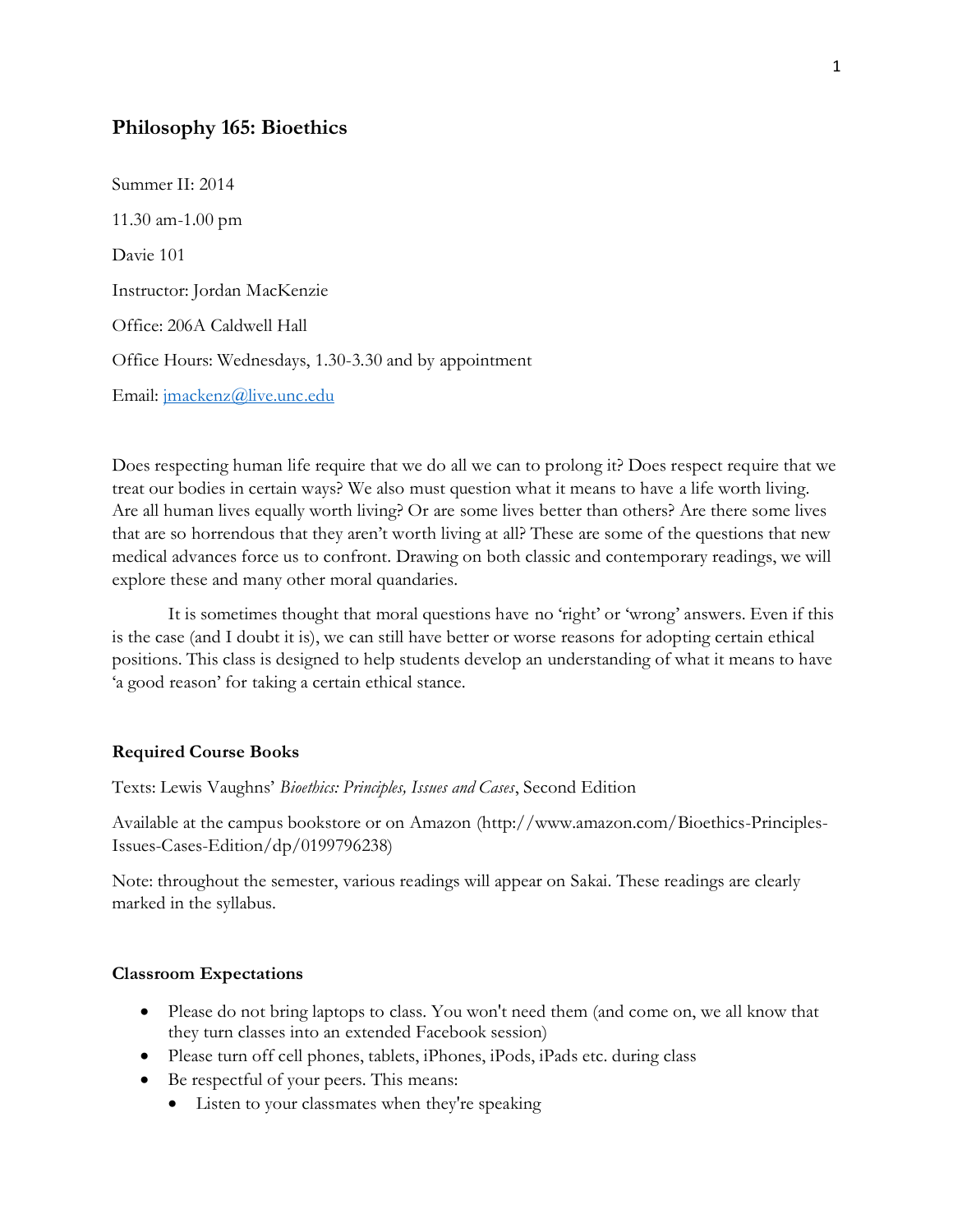# Philosophy 165: Bioethics

Summer II: 2014

11.30 am-1.00 pm

Davie 101

Instructor: Jordan MacKenzie

Office: 206A Caldwell Hall

Office Hours: Wednesdays, 1.30-3.30 and by appointment

Email: jmackenz@live.unc.edu

Does respecting human life require that we do all we can to prolong it? Does respect require that we treat our bodies in certain ways? We also must question what it means to have a life worth living. Are all human lives equally worth living? Or are some lives better than others? Are there some lives that are so horrendous that they aren't worth living at all? These are some of the questions that new medical advances force us to confront. Drawing on both classic and contemporary readings, we will explore these and many other moral quandaries.

It is sometimes thought that moral questions have no 'right' or 'wrong' answers. Even if this is the case (and I doubt it is), we can still have better or worse reasons for adopting certain ethical positions. This class is designed to help students develop an understanding of what it means to have 'a good reason' for taking a certain ethical stance.

### Required Course Books

Texts: Lewis Vaughns' *Bioethics: Principles, Issues and Cases*, Second Edition

Available at the campus bookstore or on Amazon (http://www.amazon.com/Bioethics-Principles-Issues-Cases-Edition/dp/0199796238)

Note: throughout the semester, various readings will appear on Sakai. These readings are clearly marked in the syllabus.

### Classroom Expectations

- Please do not bring laptops to class. You won't need them (and come on, we all know that they turn classes into an extended Facebook session)
- Please turn off cell phones, tablets, iPhones, iPods, iPads etc. during class
- Be respectful of your peers. This means:
  - Listen to your classmates when they're speaking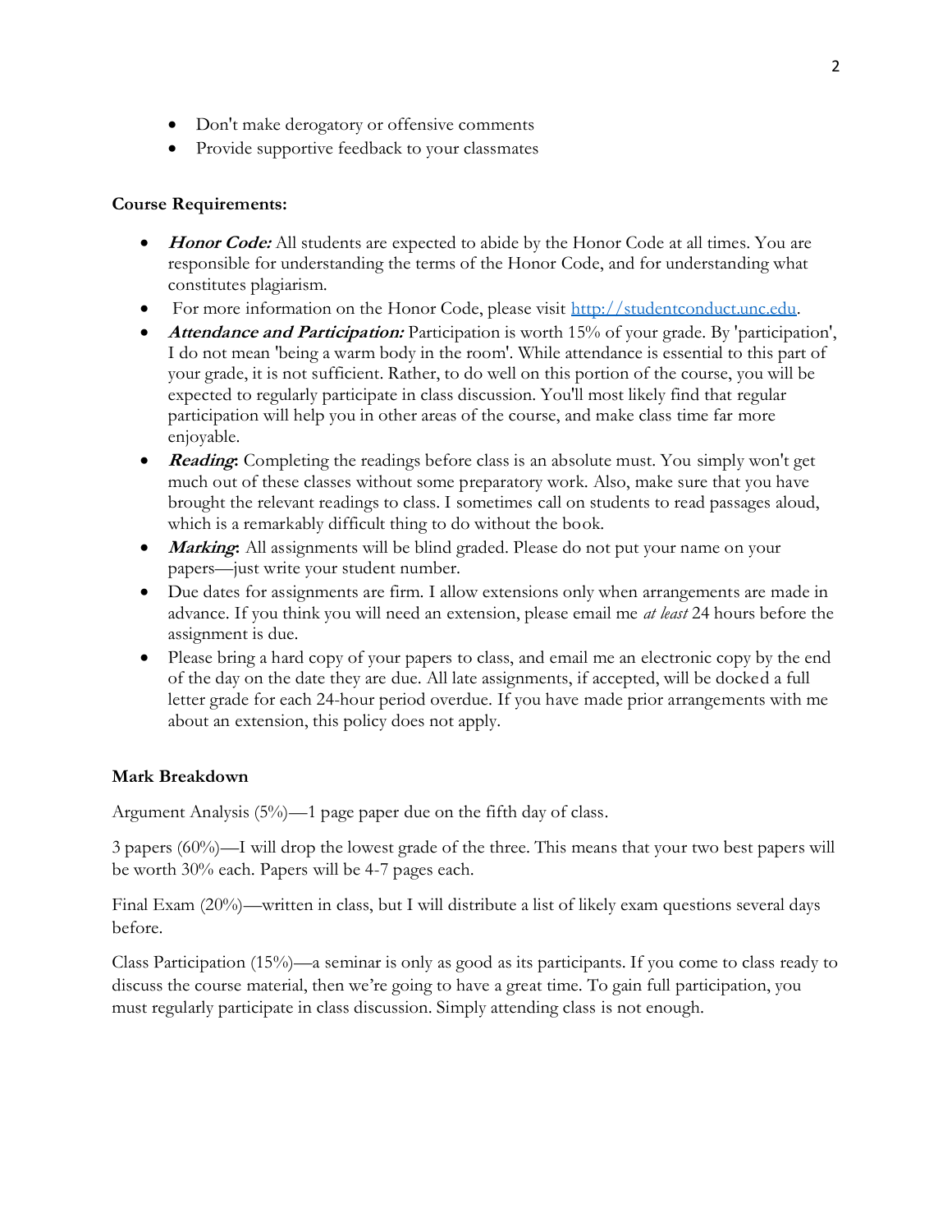- Don't make derogatory or offensive comments
- Provide supportive feedback to your classmates

**Course Requirements:**

- ***Honor Code:*** All students are expected to abide by the Honor Code at all times. You are responsible for understanding the terms of the Honor Code, and for understanding what constitutes plagiarism.
- For more information on the Honor Code, please visit [http://studentconduct.unc.edu](http://studentconduct.unc.edu).
- ***Attendance and Participation:*** Participation is worth 15% of your grade. By 'participation', I do not mean 'being a warm body in the room'. While attendance is essential to this part of your grade, it is not sufficient. Rather, to do well on this portion of the course, you will be expected to regularly participate in class discussion. You'll most likely find that regular participation will help you in other areas of the course, and make class time far more enjoyable.
- ***Reading*:** Completing the readings before class is an absolute must. You simply won't get much out of these classes without some preparatory work. Also, make sure that you have brought the relevant readings to class. I sometimes call on students to read passages aloud, which is a remarkably difficult thing to do without the book.
- ***Marking*:** All assignments will be blind graded. Please do not put your name on your papers—just write your student number.
- Due dates for assignments are firm. I allow extensions only when arrangements are made in advance. If you think you will need an extension, please email me *at least* 24 hours before the assignment is due.
- Please bring a hard copy of your papers to class, and email me an electronic copy by the end of the day on the date they are due. All late assignments, if accepted, will be docked a full letter grade for each 24-hour period overdue. If you have made prior arrangements with me about an extension, this policy does not apply.

**Mark Breakdown**

Argument Analysis (5%)—1 page paper due on the fifth day of class.

3 papers (60%)—I will drop the lowest grade of the three. This means that your two best papers will be worth 30% each. Papers will be 4-7 pages each.

Final Exam (20%)—written in class, but I will distribute a list of likely exam questions several days before.

Class Participation (15%)—a seminar is only as good as its participants. If you come to class ready to discuss the course material, then we're going to have a great time. To gain full participation, you must regularly participate in class discussion. Simply attending class is not enough.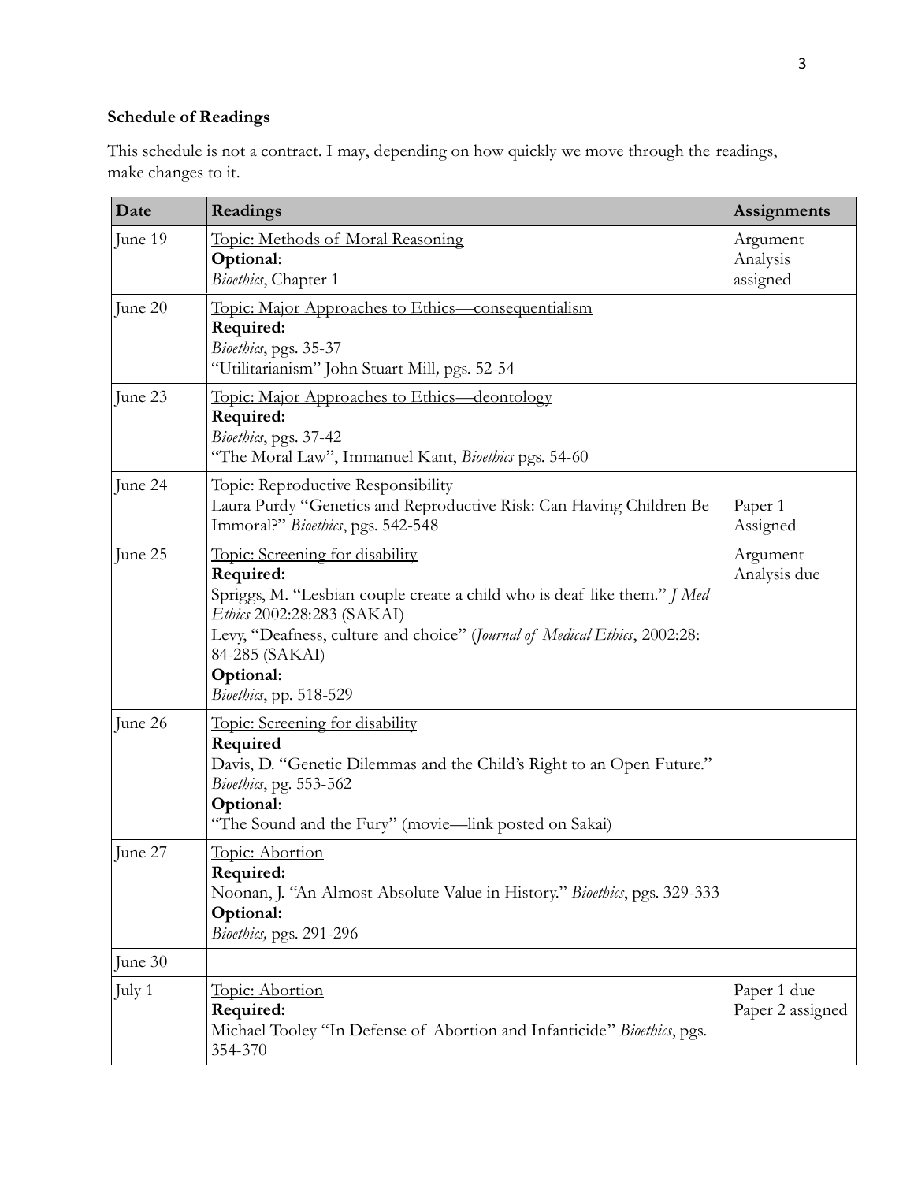**Schedule of Readings**

This schedule is not a contract. I may, depending on how quickly we move through the readings, make changes to it.

| Date | Readings | Assignments |
| --- | --- | --- |
| June 19 | <u>Topic: Methods of Moral Reasoning</u><br>**Optional**:<br>*Bioethics*, Chapter 1 | Argument Analysis assigned |
| June 20 | <u>Topic: Major Approaches to Ethics—consequentialism</u><br>**Required:**<br>*Bioethics*, pgs. 35-37<br>"Utilitarianism" John Stuart Mill, pgs. 52-54 | |
| June 23 | <u>Topic: Major Approaches to Ethics—deontology</u><br>**Required:**<br>*Bioethics*, pgs. 37-42<br>"The Moral Law", Immanuel Kant, *Bioethics* pgs. 54-60 | |
| June 24 | <u>Topic: Reproductive Responsibility</u><br>Laura Purdy "Genetics and Reproductive Risk: Can Having Children Be Immoral?" *Bioethics*, pgs. 542-548 | Paper 1 Assigned |
| June 25 | <u>Topic: Screening for disability</u><br>**Required:**<br>Spriggs, M. "Lesbian couple create a child who is deaf like them." *J Med Ethics* 2002:28:283 (SAKAI)<br>Levy, "Deafness, culture and choice" (*Journal of Medical Ethics*, 2002:28: 84-285 (SAKAI)<br>**Optional**:<br>*Bioethics*, pp. 518-529 | Argument Analysis due |
| June 26 | <u>Topic: Screening for disability</u><br>**Required**<br>Davis, D. "Genetic Dilemmas and the Child's Right to an Open Future." *Bioethics*, pg. 553-562<br>**Optional**:<br>"The Sound and the Fury" (movie—link posted on Sakai) | |
| June 27 | <u>Topic: Abortion</u><br>**Required:**<br>Noonan, J. "An Almost Absolute Value in History." *Bioethics*, pgs. 329-333<br>**Optional:**<br>*Bioethics,* pgs. 291-296 | |
| June 30 | | |
| July 1 | <u>Topic: Abortion</u><br>**Required:**<br>Michael Tooley "In Defense of Abortion and Infanticide" *Bioethics*, pgs. 354-370 | Paper 1 due<br>Paper 2 assigned |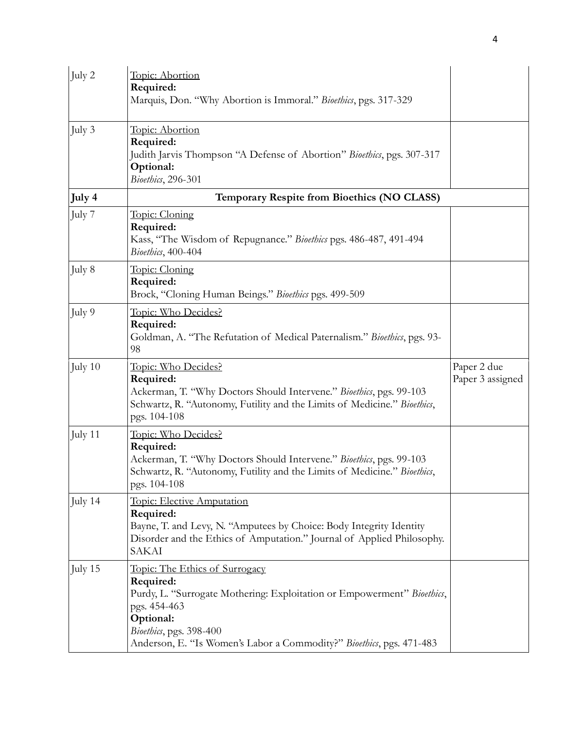| | | |
|---|---|---|
| July 2 | <u>Topic: Abortion</u><br>**Required:**<br>Marquis, Don. "Why Abortion is Immoral." *Bioethics*, pgs. 317-329 | |
| July 3 | <u>Topic: Abortion</u><br>**Required:**<br>Judith Jarvis Thompson "A Defense of Abortion" *Bioethics*, pgs. 307-317<br>**Optional:**<br>*Bioethics*, 296-301 | |
| **July 4** | **Temporary Respite from Bioethics (NO CLASS)** | |
| July 7 | <u>Topic: Cloning</u><br>**Required:**<br>Kass, "The Wisdom of Repugnance." *Bioethics* pgs. 486-487, 491-494<br>*Bioethics*, 400-404 | |
| July 8 | <u>Topic: Cloning</u><br>**Required:**<br>Brock, "Cloning Human Beings." *Bioethics* pgs. 499-509 | |
| July 9 | <u>Topic: Who Decides?</u><br>**Required:**<br>Goldman, A. "The Refutation of Medical Paternalism." *Bioethics*, pgs. 93-98 | |
| July 10 | <u>Topic: Who Decides?</u><br>**Required:**<br>Ackerman, T. "Why Doctors Should Intervene." *Bioethics*, pgs. 99-103<br>Schwartz, R. "Autonomy, Futility and the Limits of Medicine." *Bioethics*, pgs. 104-108 | Paper 2 due<br>Paper 3 assigned |
| July 11 | <u>Topic: Who Decides?</u><br>**Required:**<br>Ackerman, T. "Why Doctors Should Intervene." *Bioethics*, pgs. 99-103<br>Schwartz, R. "Autonomy, Futility and the Limits of Medicine." *Bioethics*, pgs. 104-108 | |
| July 14 | <u>Topic: Elective Amputation</u><br>**Required:**<br>Bayne, T. and Levy, N. "Amputees by Choice: Body Integrity Identity Disorder and the Ethics of Amputation." Journal of Applied Philosophy. SAKAI | |
| July 15 | <u>Topic: The Ethics of Surrogacy</u><br>**Required:**<br>Purdy, L. "Surrogate Mothering: Exploitation or Empowerment" *Bioethics*, pgs. 454-463<br>**Optional:**<br>*Bioethics*, pgs. 398-400<br>Anderson, E. "Is Women's Labor a Commodity?" *Bioethics*, pgs. 471-483 | |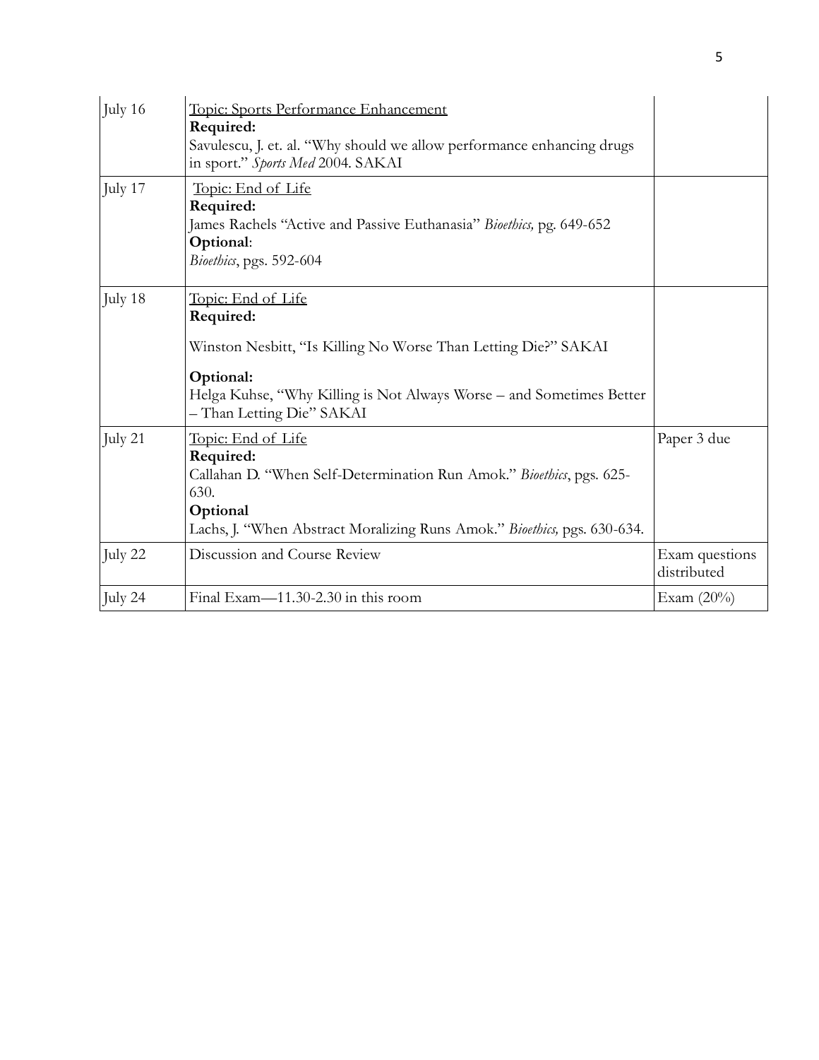| | | |
|---|---|---|
| July 16 | Topic: Sports Performance Enhancement<br>**Required:**<br>Savulescu, J. et. al. "Why should we allow performance enhancing drugs in sport." *Sports Med* 2004. SAKAI | |
| July 17 | Topic: End of Life<br>**Required:**<br>James Rachels "Active and Passive Euthanasia" *Bioethics,* pg. 649-652<br>**Optional**:<br>*Bioethics*, pgs. 592-604 | |
| July 18 | Topic: End of Life<br>**Required:**<br>Winston Nesbitt, "Is Killing No Worse Than Letting Die?" SAKAI<br>**Optional:**<br>Helga Kuhse, "Why Killing is Not Always Worse – and Sometimes Better – Than Letting Die" SAKAI | |
| July 21 | Topic: End of Life<br>**Required:**<br>Callahan D. "When Self-Determination Run Amok." *Bioethics*, pgs. 625-630.<br>**Optional**<br>Lachs, J. "When Abstract Moralizing Runs Amok." *Bioethics,* pgs. 630-634. | Paper 3 due |
| July 22 | Discussion and Course Review | Exam questions distributed |
| July 24 | Final Exam—11.30-2.30 in this room | Exam (20%) |